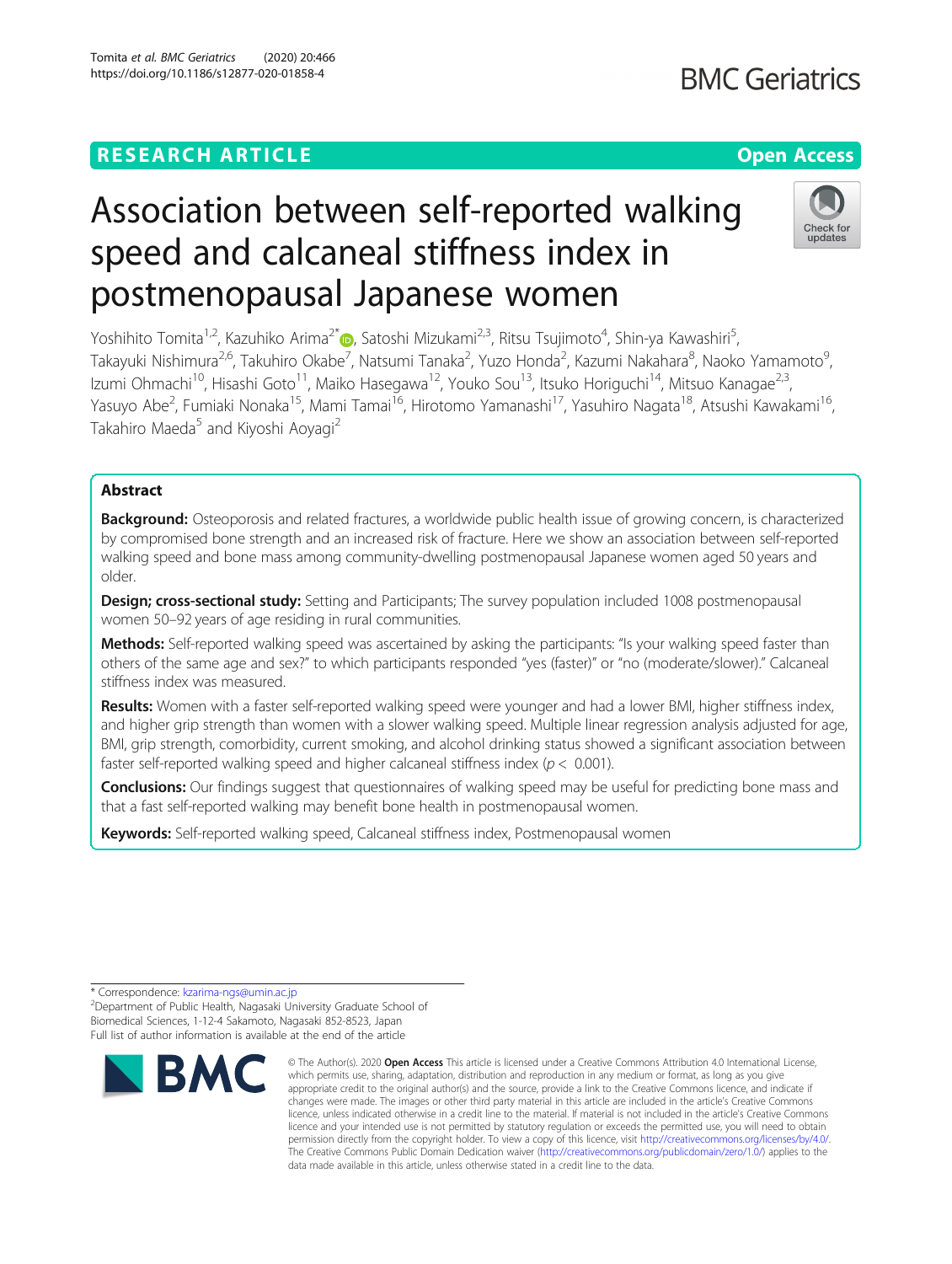RESEARCH ARTICLE

Open Access

# Association between self-reported walking speed and calcaneal stiffness index in postmenopausal Japanese women

Yoshihito Tomita[1,2], Kazuhiko Arima[2*], Satoshi Mizukami[2,3], Ritsu Tsujimoto[4], Shin-ya Kawashiri[5], Takayuki Nishimura[2,6], Takuhiro Okabe[7], Natsumi Tanaka[2], Yuzo Honda[2], Kazumi Nakahara[8], Naoko Yamamoto[9], Izumi Ohmachi[10], Hisashi Goto[11], Maiko Hasegawa[12], Youko Sou[13], Itsuko Horiguchi[14], Mitsuo Kanagae[2,3], Yasuyo Abe[2], Fumiaki Nonaka[15], Mami Tamai[16], Hirotomo Yamanashi[17], Yasuhiro Nagata[18], Atsushi Kawakami[16], Takahiro Maeda[5] and Kiyoshi Aoyagi[2]

## Abstract

**Background:** Osteoporosis and related fractures, a worldwide public health issue of growing concern, is characterized by compromised bone strength and an increased risk of fracture. Here we show an association between self-reported walking speed and bone mass among community-dwelling postmenopausal Japanese women aged 50 years and older.

**Design; cross-sectional study:** Setting and Participants; The survey population included 1008 postmenopausal women 50–92 years of age residing in rural communities.

**Methods:** Self-reported walking speed was ascertained by asking the participants: "Is your walking speed faster than others of the same age and sex?" to which participants responded "yes (faster)" or "no (moderate/slower)." Calcaneal stiffness index was measured.

**Results:** Women with a faster self-reported walking speed were younger and had a lower BMI, higher stiffness index, and higher grip strength than women with a slower walking speed. Multiple linear regression analysis adjusted for age, BMI, grip strength, comorbidity, current smoking, and alcohol drinking status showed a significant association between faster self-reported walking speed and higher calcaneal stiffness index ($p < 0.001$).

**Conclusions:** Our findings suggest that questionnaires of walking speed may be useful for predicting bone mass and that a fast self-reported walking may benefit bone health in postmenopausal women.

**Keywords:** Self-reported walking speed, Calcaneal stiffness index, Postmenopausal women

* Correspondence: kzarima-ngs@umin.ac.jp
[2]Department of Public Health, Nagasaki University Graduate School of Biomedical Sciences, 1-12-4 Sakamoto, Nagasaki 852-8523, Japan
Full list of author information is available at the end of the article

© The Author(s). 2020 **Open Access** This article is licensed under a Creative Commons Attribution 4.0 International License, which permits use, sharing, adaptation, distribution and reproduction in any medium or format, as long as you give appropriate credit to the original author(s) and the source, provide a link to the Creative Commons licence, and indicate if changes were made. The images or other third party material in this article are included in the article's Creative Commons licence, unless indicated otherwise in a credit line to the material. If material is not included in the article's Creative Commons licence and your intended use is not permitted by statutory regulation or exceeds the permitted use, you will need to obtain permission directly from the copyright holder. To view a copy of this licence, visit http://creativecommons.org/licenses/by/4.0/. The Creative Commons Public Domain Dedication waiver (http://creativecommons.org/publicdomain/zero/1.0/) applies to the data made available in this article, unless otherwise stated in a credit line to the data.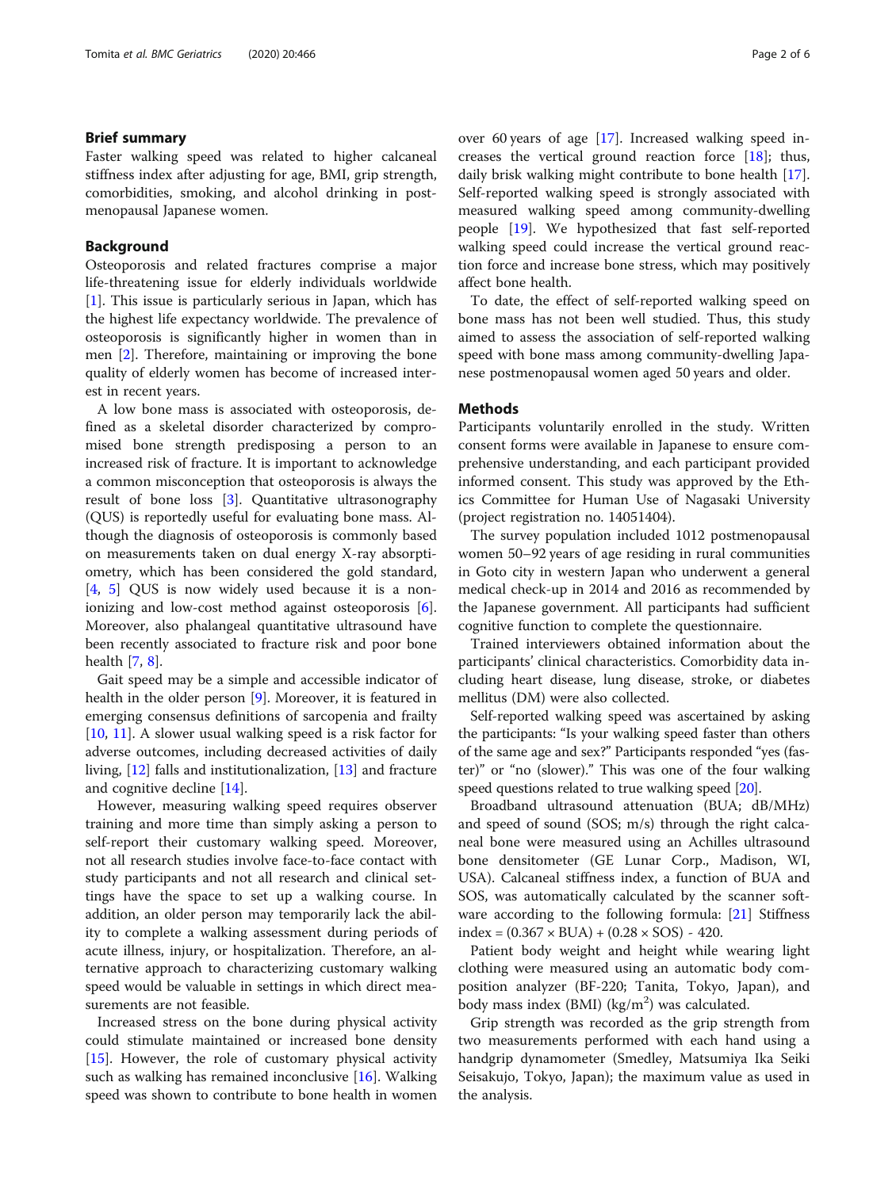## Brief summary

Faster walking speed was related to higher calcaneal stiffness index after adjusting for age, BMI, grip strength, comorbidities, smoking, and alcohol drinking in postmenopausal Japanese women.

## Background

Osteoporosis and related fractures comprise a major life-threatening issue for elderly individuals worldwide [1]. This issue is particularly serious in Japan, which has the highest life expectancy worldwide. The prevalence of osteoporosis is significantly higher in women than in men [2]. Therefore, maintaining or improving the bone quality of elderly women has become of increased interest in recent years.

A low bone mass is associated with osteoporosis, defined as a skeletal disorder characterized by compromised bone strength predisposing a person to an increased risk of fracture. It is important to acknowledge a common misconception that osteoporosis is always the result of bone loss [3]. Quantitative ultrasonography (QUS) is reportedly useful for evaluating bone mass. Although the diagnosis of osteoporosis is commonly based on measurements taken on dual energy X-ray absorptiometry, which has been considered the gold standard, [4, 5] QUS is now widely used because it is a non-ionizing and low-cost method against osteoporosis [6]. Moreover, also phalangeal quantitative ultrasound have been recently associated to fracture risk and poor bone health [7, 8].

Gait speed may be a simple and accessible indicator of health in the older person [9]. Moreover, it is featured in emerging consensus definitions of sarcopenia and frailty [10, 11]. A slower usual walking speed is a risk factor for adverse outcomes, including decreased activities of daily living, [12] falls and institutionalization, [13] and fracture and cognitive decline [14].

However, measuring walking speed requires observer training and more time than simply asking a person to self-report their customary walking speed. Moreover, not all research studies involve face-to-face contact with study participants and not all research and clinical settings have the space to set up a walking course. In addition, an older person may temporarily lack the ability to complete a walking assessment during periods of acute illness, injury, or hospitalization. Therefore, an alternative approach to characterizing customary walking speed would be valuable in settings in which direct measurements are not feasible.

Increased stress on the bone during physical activity could stimulate maintained or increased bone density [15]. However, the role of customary physical activity such as walking has remained inconclusive [16]. Walking speed was shown to contribute to bone health in women over 60 years of age [17]. Increased walking speed increases the vertical ground reaction force [18]; thus, daily brisk walking might contribute to bone health [17]. Self-reported walking speed is strongly associated with measured walking speed among community-dwelling people [19]. We hypothesized that fast self-reported walking speed could increase the vertical ground reaction force and increase bone stress, which may positively affect bone health.

To date, the effect of self-reported walking speed on bone mass has not been well studied. Thus, this study aimed to assess the association of self-reported walking speed with bone mass among community-dwelling Japanese postmenopausal women aged 50 years and older.

## Methods

Participants voluntarily enrolled in the study. Written consent forms were available in Japanese to ensure comprehensive understanding, and each participant provided informed consent. This study was approved by the Ethics Committee for Human Use of Nagasaki University (project registration no. 14051404).

The survey population included 1012 postmenopausal women 50–92 years of age residing in rural communities in Goto city in western Japan who underwent a general medical check-up in 2014 and 2016 as recommended by the Japanese government. All participants had sufficient cognitive function to complete the questionnaire.

Trained interviewers obtained information about the participants' clinical characteristics. Comorbidity data including heart disease, lung disease, stroke, or diabetes mellitus (DM) were also collected.

Self-reported walking speed was ascertained by asking the participants: "Is your walking speed faster than others of the same age and sex?" Participants responded "yes (faster)" or "no (slower)." This was one of the four walking speed questions related to true walking speed [20].

Broadband ultrasound attenuation (BUA; dB/MHz) and speed of sound (SOS; m/s) through the right calcaneal bone were measured using an Achilles ultrasound bone densitometer (GE Lunar Corp., Madison, WI, USA). Calcaneal stiffness index, a function of BUA and SOS, was automatically calculated by the scanner software according to the following formula: [21] Stiffness index = $(0.367 \times \text{BUA}) + (0.28 \times \text{SOS}) - 420$.

Patient body weight and height while wearing light clothing were measured using an automatic body composition analyzer (BF-220; Tanita, Tokyo, Japan), and body mass index (BMI) ($kg/m^2$) was calculated.

Grip strength was recorded as the grip strength from two measurements performed with each hand using a handgrip dynamometer (Smedley, Matsumiya Ika Seiki Seisakujo, Tokyo, Japan); the maximum value as used in the analysis.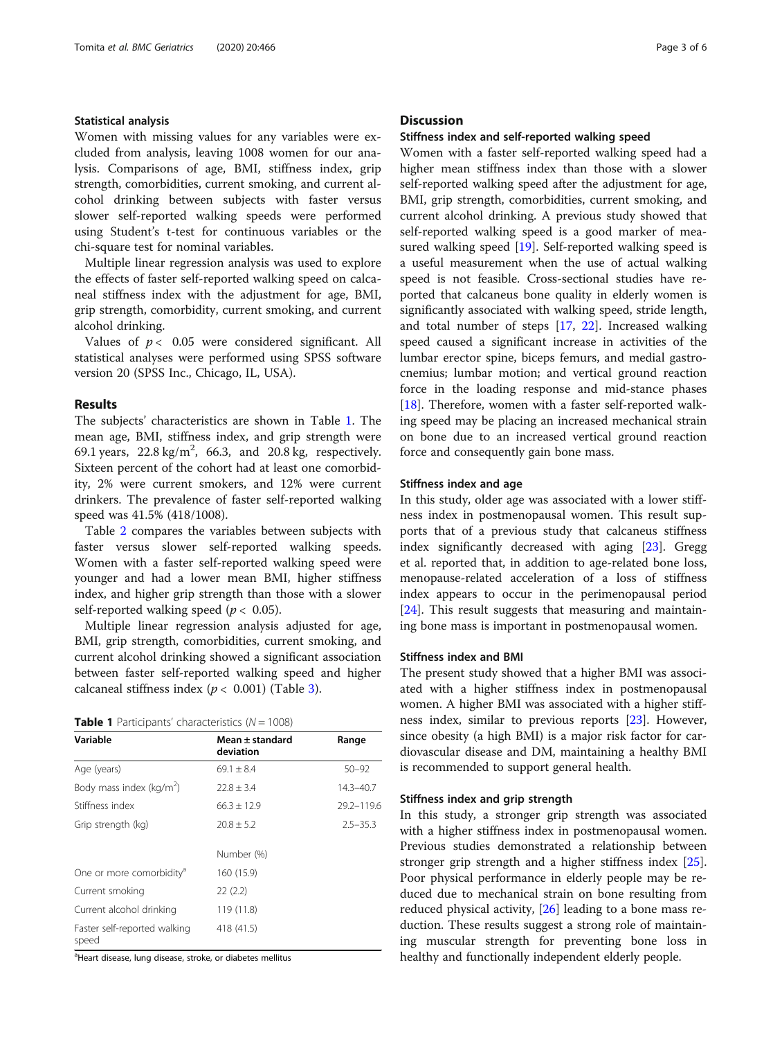### Statistical analysis

Women with missing values for any variables were excluded from analysis, leaving 1008 women for our analysis. Comparisons of age, BMI, stiffness index, grip strength, comorbidities, current smoking, and current alcohol drinking between subjects with faster versus slower self-reported walking speeds were performed using Student's t-test for continuous variables or the chi-square test for nominal variables.

Multiple linear regression analysis was used to explore the effects of faster self-reported walking speed on calcaneal stiffness index with the adjustment for age, BMI, grip strength, comorbidity, current smoking, and current alcohol drinking.

Values of $p < 0.05$ were considered significant. All statistical analyses were performed using SPSS software version 20 (SPSS Inc., Chicago, IL, USA).

## Results

The subjects' characteristics are shown in Table 1. The mean age, BMI, stiffness index, and grip strength were 69.1 years, 22.8 kg/m$^2$, 66.3, and 20.8 kg, respectively. Sixteen percent of the cohort had at least one comorbidity, 2% were current smokers, and 12% were current drinkers. The prevalence of faster self-reported walking speed was 41.5% (418/1008).

Table 2 compares the variables between subjects with faster versus slower self-reported walking speeds. Women with a faster self-reported walking speed were younger and had a lower mean BMI, higher stiffness index, and higher grip strength than those with a slower self-reported walking speed ($p < 0.05$).

Multiple linear regression analysis adjusted for age, BMI, grip strength, comorbidities, current smoking, and current alcohol drinking showed a significant association between faster self-reported walking speed and higher calcaneal stiffness index ($p < 0.001$) (Table 3).

**Table 1** Participants' characteristics ($N = 1008$)

| Variable | Mean ± standard deviation | Range |
|---|---|---|
| Age (years) | 69.1 ± 8.4 | 50–92 |
| Body mass index (kg/m$^2$) | 22.8 ± 3.4 | 14.3–40.7 |
| Stiffness index | 66.3 ± 12.9 | 29.2–119.6 |
| Grip strength (kg) | 20.8 ± 5.2 | 2.5–35.3 |
| | Number (%) | |
| One or more comorbidity[a] | 160 (15.9) | |
| Current smoking | 22 (2.2) | |
| Current alcohol drinking | 119 (11.8) | |
| Faster self-reported walking speed | 418 (41.5) | |

[a]Heart disease, lung disease, stroke, or diabetes mellitus

## Discussion

### Stiffness index and self-reported walking speed

Women with a faster self-reported walking speed had a higher mean stiffness index than those with a slower self-reported walking speed after the adjustment for age, BMI, grip strength, comorbidities, current smoking, and current alcohol drinking. A previous study showed that self-reported walking speed is a good marker of measured walking speed [19]. Self-reported walking speed is a useful measurement when the use of actual walking speed is not feasible. Cross-sectional studies have reported that calcaneus bone quality in elderly women is significantly associated with walking speed, stride length, and total number of steps [17, 22]. Increased walking speed caused a significant increase in activities of the lumbar erector spine, biceps femurs, and medial gastrocnemius; lumbar motion; and vertical ground reaction force in the loading response and mid-stance phases [18]. Therefore, women with a faster self-reported walking speed may be placing an increased mechanical strain on bone due to an increased vertical ground reaction force and consequently gain bone mass.

### Stiffness index and age

In this study, older age was associated with a lower stiffness index in postmenopausal women. This result supports that of a previous study that calcaneus stiffness index significantly decreased with aging [23]. Gregg et al. reported that, in addition to age-related bone loss, menopause-related acceleration of a loss of stiffness index appears to occur in the perimenopausal period [24]. This result suggests that measuring and maintaining bone mass is important in postmenopausal women.

### Stiffness index and BMI

The present study showed that a higher BMI was associated with a higher stiffness index in postmenopausal women. A higher BMI was associated with a higher stiffness index, similar to previous reports [23]. However, since obesity (a high BMI) is a major risk factor for cardiovascular disease and DM, maintaining a healthy BMI is recommended to support general health.

### Stiffness index and grip strength

In this study, a stronger grip strength was associated with a higher stiffness index in postmenopausal women. Previous studies demonstrated a relationship between stronger grip strength and a higher stiffness index [25]. Poor physical performance in elderly people may be reduced due to mechanical strain on bone resulting from reduced physical activity, [26] leading to a bone mass reduction. These results suggest a strong role of maintaining muscular strength for preventing bone loss in healthy and functionally independent elderly people.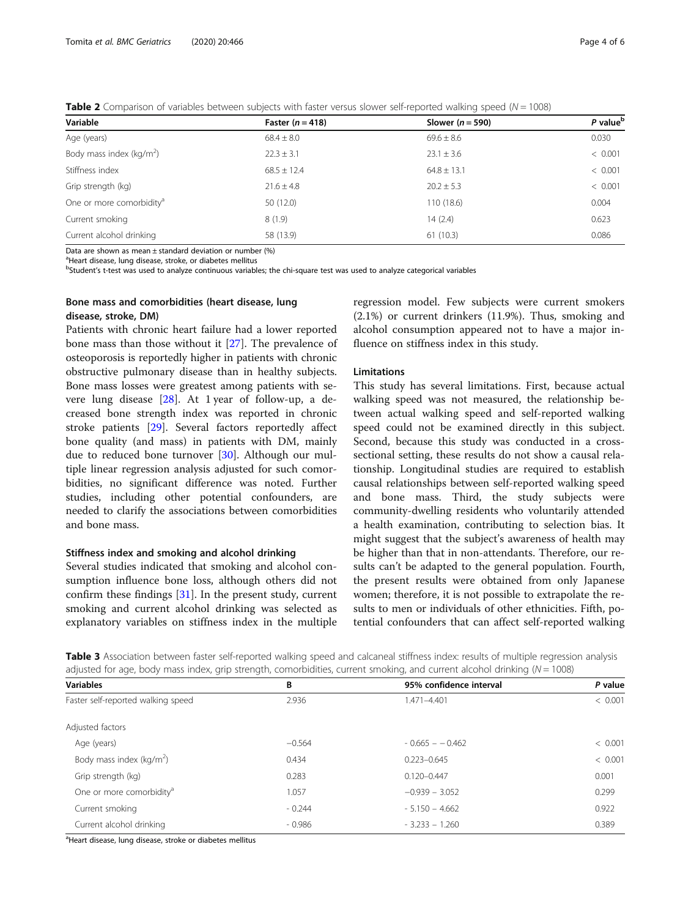**Table 2** Comparison of variables between subjects with faster versus slower self-reported walking speed ($N = 1008$)

| Variable | Faster ($n = 418$) | Slower ($n = 590$) | *P* value[b] |
|---|---|---|---|
| Age (years) | 68.4 ± 8.0 | 69.6 ± 8.6 | 0.030 |
| Body mass index (kg/m$^2$) | 22.3 ± 3.1 | 23.1 ± 3.6 | < 0.001 |
| Stiffness index | 68.5 ± 12.4 | 64.8 ± 13.1 | < 0.001 |
| Grip strength (kg) | 21.6 ± 4.8 | 20.2 ± 5.3 | < 0.001 |
| One or more comorbidity[a] | 50 (12.0) | 110 (18.6) | 0.004 |
| Current smoking | 8 (1.9) | 14 (2.4) | 0.623 |
| Current alcohol drinking | 58 (13.9) | 61 (10.3) | 0.086 |

Data are shown as mean ± standard deviation or number (%)

[a]Heart disease, lung disease, stroke, or diabetes mellitus

[b]Student's t-test was used to analyze continuous variables; the chi-square test was used to analyze categorical variables

### Bone mass and comorbidities (heart disease, lung disease, stroke, DM)

Patients with chronic heart failure had a lower reported bone mass than those without it [27]. The prevalence of osteoporosis is reportedly higher in patients with chronic obstructive pulmonary disease than in healthy subjects. Bone mass losses were greatest among patients with severe lung disease [28]. At 1 year of follow-up, a decreased bone strength index was reported in chronic stroke patients [29]. Several factors reportedly affect bone quality (and mass) in patients with DM, mainly due to reduced bone turnover [30]. Although our multiple linear regression analysis adjusted for such comorbidities, no significant difference was noted. Further studies, including other potential confounders, are needed to clarify the associations between comorbidities and bone mass.

### Stiffness index and smoking and alcohol drinking

Several studies indicated that smoking and alcohol consumption influence bone loss, although others did not confirm these findings [31]. In the present study, current smoking and current alcohol drinking was selected as explanatory variables on stiffness index in the multiple regression model. Few subjects were current smokers (2.1%) or current drinkers (11.9%). Thus, smoking and alcohol consumption appeared not to have a major influence on stiffness index in this study.

### Limitations

This study has several limitations. First, because actual walking speed was not measured, the relationship between actual walking speed and self-reported walking speed could not be examined directly in this subject. Second, because this study was conducted in a cross-sectional setting, these results do not show a causal relationship. Longitudinal studies are required to establish causal relationships between self-reported walking speed and bone mass. Third, the study subjects were community-dwelling residents who voluntarily attended a health examination, contributing to selection bias. It might suggest that the subject's awareness of health may be higher than that in non-attendants. Therefore, our results can't be adapted to the general population. Fourth, the present results were obtained from only Japanese women; therefore, it is not possible to extrapolate the results to men or individuals of other ethnicities. Fifth, potential confounders that can affect self-reported walking

**Table 3** Association between faster self-reported walking speed and calcaneal stiffness index: results of multiple regression analysis adjusted for age, body mass index, grip strength, comorbidities, current smoking, and current alcohol drinking ($N = 1008$)

| Variables | B | 95% confidence interval | *P* value |
|---|---|---|---|
| Faster self-reported walking speed | 2.936 | 1.471–4.401 | < 0.001 |
| Adjusted factors | | | |
| Age (years) | −0.564 | - 0.665 – − 0.462 | < 0.001 |
| Body mass index (kg/m$^2$) | 0.434 | 0.223–0.645 | < 0.001 |
| Grip strength (kg) | 0.283 | 0.120–0.447 | 0.001 |
| One or more comorbidity[a] | 1.057 | −0.939 – 3.052 | 0.299 |
| Current smoking | - 0.244 | - 5.150 – 4.662 | 0.922 |
| Current alcohol drinking | - 0.986 | - 3.233 – 1.260 | 0.389 |

[a]Heart disease, lung disease, stroke or diabetes mellitus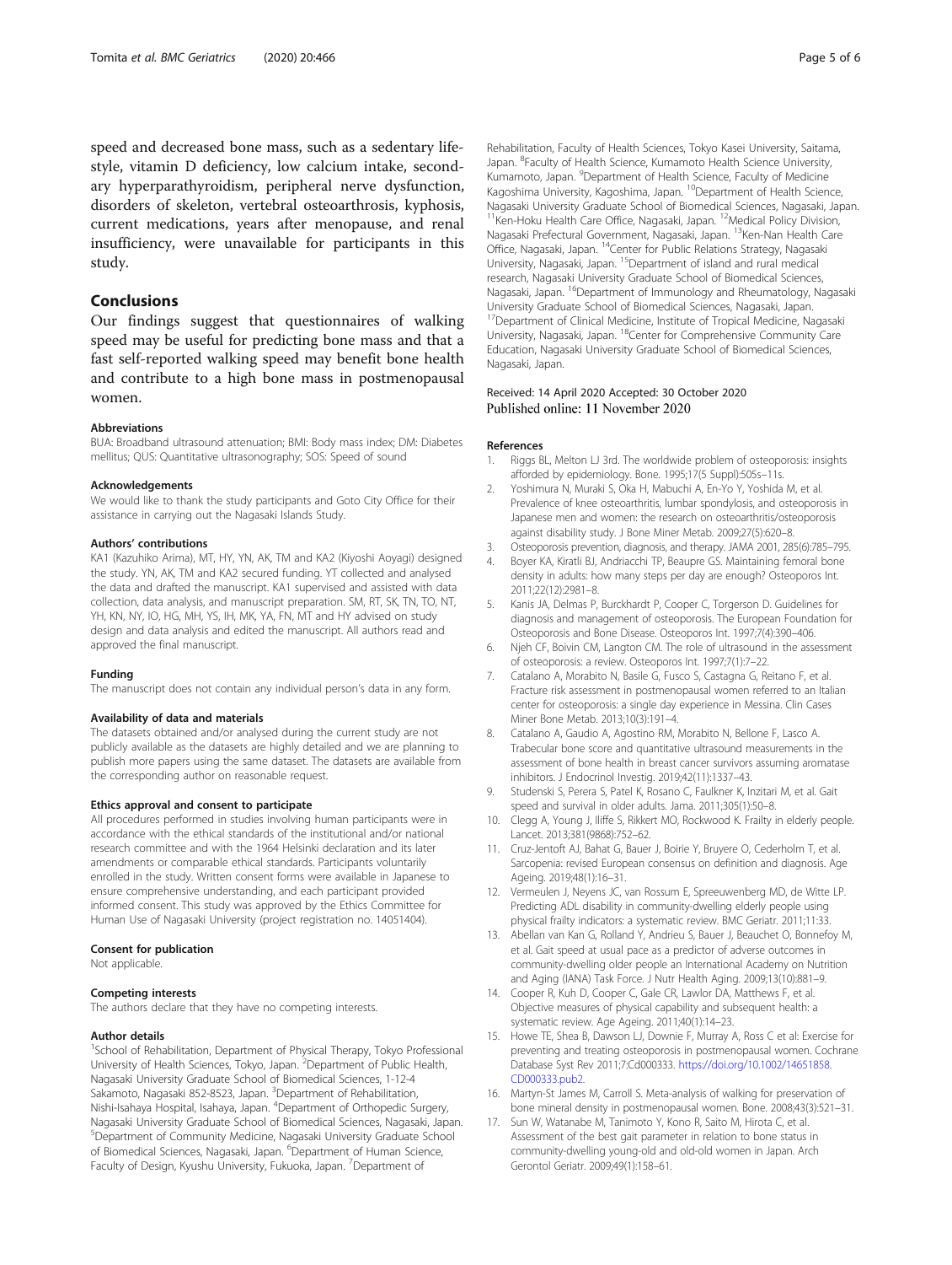speed and decreased bone mass, such as a sedentary lifestyle, vitamin D deficiency, low calcium intake, secondary hyperparathyroidism, peripheral nerve dysfunction, disorders of skeleton, vertebral osteoarthrosis, kyphosis, current medications, years after menopause, and renal insufficiency, were unavailable for participants in this study.

## Conclusions

Our findings suggest that questionnaires of walking speed may be useful for predicting bone mass and that a fast self-reported walking speed may benefit bone health and contribute to a high bone mass in postmenopausal women.

#### Abbreviations

BUA: Broadband ultrasound attenuation; BMI: Body mass index; DM: Diabetes mellitus; QUS: Quantitative ultrasonography; SOS: Speed of sound

#### Acknowledgements

We would like to thank the study participants and Goto City Office for their assistance in carrying out the Nagasaki Islands Study.

#### Authors' contributions

KA1 (Kazuhiko Arima), MT, HY, YN, AK, TM and KA2 (Kiyoshi Aoyagi) designed the study. YN, AK, TM and KA2 secured funding. YT collected and analysed the data and drafted the manuscript. KA1 supervised and assisted with data collection, data analysis, and manuscript preparation. SM, RT, SK, TN, TO, NT, YH, KN, NY, IO, HG, MH, YS, IH, MK, YA, FN, MT and HY advised on study design and data analysis and edited the manuscript. All authors read and approved the final manuscript.

#### Funding

The manuscript does not contain any individual person's data in any form.

#### Availability of data and materials

The datasets obtained and/or analysed during the current study are not publicly available as the datasets are highly detailed and we are planning to publish more papers using the same dataset. The datasets are available from the corresponding author on reasonable request.

#### Ethics approval and consent to participate

All procedures performed in studies involving human participants were in accordance with the ethical standards of the institutional and/or national research committee and with the 1964 Helsinki declaration and its later amendments or comparable ethical standards. Participants voluntarily enrolled in the study. Written consent forms were available in Japanese to ensure comprehensive understanding, and each participant provided informed consent. This study was approved by the Ethics Committee for Human Use of Nagasaki University (project registration no. 14051404).

#### Consent for publication

Not applicable.

#### Competing interests

The authors declare that they have no competing interests.

#### Author details

[1]School of Rehabilitation, Department of Physical Therapy, Tokyo Professional University of Health Sciences, Tokyo, Japan. [2]Department of Public Health, Nagasaki University Graduate School of Biomedical Sciences, 1-12-4 Sakamoto, Nagasaki 852-8523, Japan. [3]Department of Rehabilitation, Nishi-Isahaya Hospital, Isahaya, Japan. [4]Department of Orthopedic Surgery, Nagasaki University Graduate School of Biomedical Sciences, Nagasaki, Japan. [5]Department of Community Medicine, Nagasaki University Graduate School of Biomedical Sciences, Nagasaki, Japan. [6]Department of Human Science, Faculty of Design, Kyushu University, Fukuoka, Japan. [7]Department of Rehabilitation, Faculty of Health Sciences, Tokyo Kasei University, Saitama, Japan. [8]Faculty of Health Science, Kumamoto Health Science University, Kumamoto, Japan. [9]Department of Health Science, Faculty of Medicine Kagoshima University, Kagoshima, Japan. [10]Department of Health Science, Nagasaki University Graduate School of Biomedical Sciences, Nagasaki, Japan. [11]Ken-Hoku Health Care Office, Nagasaki, Japan. [12]Medical Policy Division, Nagasaki Prefectural Government, Nagasaki, Japan. [13]Ken-Nan Health Care Office, Nagasaki, Japan. [14]Center for Public Relations Strategy, Nagasaki University, Nagasaki, Japan. [15]Department of island and rural medical research, Nagasaki University Graduate School of Biomedical Sciences, Nagasaki, Japan. [16]Department of Immunology and Rheumatology, Nagasaki University Graduate School of Biomedical Sciences, Nagasaki, Japan. [17]Department of Clinical Medicine, Institute of Tropical Medicine, Nagasaki University, Nagasaki, Japan. [18]Center for Comprehensive Community Care Education, Nagasaki University Graduate School of Biomedical Sciences, Nagasaki, Japan.

Received: 14 April 2020 Accepted: 30 October 2020
Published online: 11 November 2020

#### References

1. Riggs BL, Melton LJ 3rd. The worldwide problem of osteoporosis: insights afforded by epidemiology. Bone. 1995;17(5 Suppl):505s–11s.
2. Yoshimura N, Muraki S, Oka H, Mabuchi A, En-Yo Y, Yoshida M, et al. Prevalence of knee osteoarthritis, lumbar spondylosis, and osteoporosis in Japanese men and women: the research on osteoarthritis/osteoporosis against disability study. J Bone Miner Metab. 2009;27(5):620–8.
3. Osteoporosis prevention, diagnosis, and therapy. JAMA 2001, 285(6):785–795.
4. Boyer KA, Kiratli BJ, Andriacchi TP, Beaupre GS. Maintaining femoral bone density in adults: how many steps per day are enough? Osteoporos Int. 2011;22(12):2981–8.
5. Kanis JA, Delmas P, Burckhardt P, Cooper C, Torgerson D. Guidelines for diagnosis and management of osteoporosis. The European Foundation for Osteoporosis and Bone Disease. Osteoporos Int. 1997;7(4):390–406.
6. Njeh CF, Boivin CM, Langton CM. The role of ultrasound in the assessment of osteoporosis: a review. Osteoporos Int. 1997;7(1):7–22.
7. Catalano A, Morabito N, Basile G, Fusco S, Castagna G, Reitano F, et al. Fracture risk assessment in postmenopausal women referred to an Italian center for osteoporosis: a single day experience in Messina. Clin Cases Miner Bone Metab. 2013;10(3):191–4.
8. Catalano A, Gaudio A, Agostino RM, Morabito N, Bellone F, Lasco A. Trabecular bone score and quantitative ultrasound measurements in the assessment of bone health in breast cancer survivors assuming aromatase inhibitors. J Endocrinol Investig. 2019;42(11):1337–43.
9. Studenski S, Perera S, Patel K, Rosano C, Faulkner K, Inzitari M, et al. Gait speed and survival in older adults. Jama. 2011;305(1):50–8.
10. Clegg A, Young J, Iliffe S, Rikkert MO, Rockwood K. Frailty in elderly people. Lancet. 2013;381(9868):752–62.
11. Cruz-Jentoft AJ, Bahat G, Bauer J, Boirie Y, Bruyere O, Cederholm T, et al. Sarcopenia: revised European consensus on definition and diagnosis. Age Ageing. 2019;48(1):16–31.
12. Vermeulen J, Neyens JC, van Rossum E, Spreeuwenberg MD, de Witte LP. Predicting ADL disability in community-dwelling elderly people using physical frailty indicators: a systematic review. BMC Geriatr. 2011;11:33.
13. Abellan van Kan G, Rolland Y, Andrieu S, Bauer J, Beauchet O, Bonnefoy M, et al. Gait speed at usual pace as a predictor of adverse outcomes in community-dwelling older people an International Academy on Nutrition and Aging (IANA) Task Force. J Nutr Health Aging. 2009;13(10):881–9.
14. Cooper R, Kuh D, Cooper C, Gale CR, Lawlor DA, Matthews F, et al. Objective measures of physical capability and subsequent health: a systematic review. Age Ageing. 2011;40(1):14–23.
15. Howe TE, Shea B, Dawson LJ, Downie F, Murray A, Ross C et al: Exercise for preventing and treating osteoporosis in postmenopausal women. Cochrane Database Syst Rev 2011;7:Cd000333. https://doi.org/10.1002/14651858.CD000333.pub2.
16. Martyn-St James M, Carroll S. Meta-analysis of walking for preservation of bone mineral density in postmenopausal women. Bone. 2008;43(3):521–31.
17. Sun W, Watanabe M, Tanimoto Y, Kono R, Saito M, Hirota C, et al. Assessment of the best gait parameter in relation to bone status in community-dwelling young-old and old-old women in Japan. Arch Gerontol Geriatr. 2009;49(1):158–61.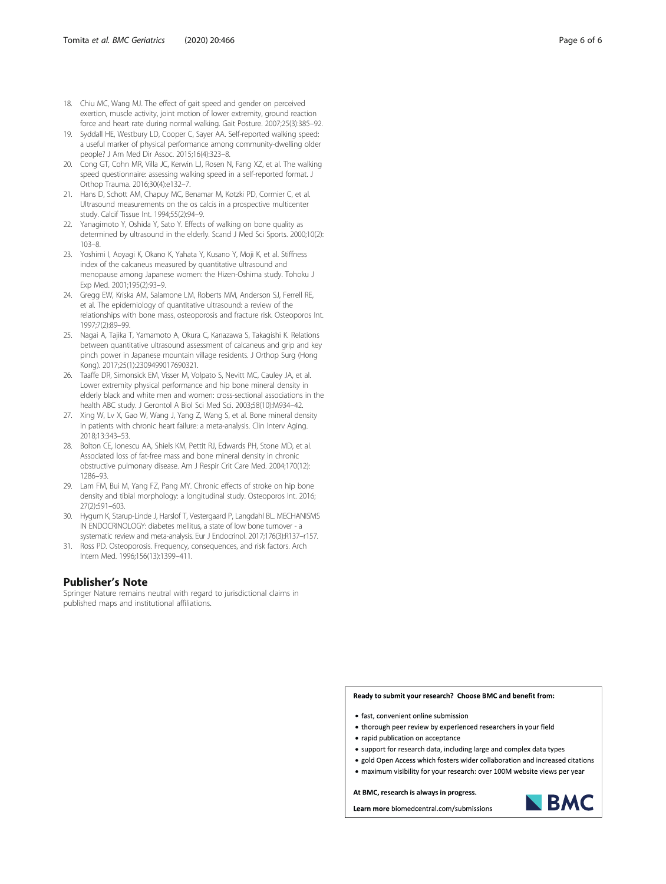18. Chiu MC, Wang MJ. The effect of gait speed and gender on perceived exertion, muscle activity, joint motion of lower extremity, ground reaction force and heart rate during normal walking. Gait Posture. 2007;25(3):385–92.
19. Syddall HE, Westbury LD, Cooper C, Sayer AA. Self-reported walking speed: a useful marker of physical performance among community-dwelling older people? J Am Med Dir Assoc. 2015;16(4):323–8.
20. Cong GT, Cohn MR, Villa JC, Kerwin LJ, Rosen N, Fang XZ, et al. The walking speed questionnaire: assessing walking speed in a self-reported format. J Orthop Trauma. 2016;30(4):e132–7.
21. Hans D, Schott AM, Chapuy MC, Benamar M, Kotzki PD, Cormier C, et al. Ultrasound measurements on the os calcis in a prospective multicenter study. Calcif Tissue Int. 1994;55(2):94–9.
22. Yanagimoto Y, Oshida Y, Sato Y. Effects of walking on bone quality as determined by ultrasound in the elderly. Scand J Med Sci Sports. 2000;10(2): 103–8.
23. Yoshimi I, Aoyagi K, Okano K, Yahata Y, Kusano Y, Moji K, et al. Stiffness index of the calcaneus measured by quantitative ultrasound and menopause among Japanese women: the Hizen-Oshima study. Tohoku J Exp Med. 2001;195(2):93–9.
24. Gregg EW, Kriska AM, Salamone LM, Roberts MM, Anderson SJ, Ferrell RE, et al. The epidemiology of quantitative ultrasound: a review of the relationships with bone mass, osteoporosis and fracture risk. Osteoporos Int. 1997;7(2):89–99.
25. Nagai A, Tajika T, Yamamoto A, Okura C, Kanazawa S, Takagishi K. Relations between quantitative ultrasound assessment of calcaneus and grip and key pinch power in Japanese mountain village residents. J Orthop Surg (Hong Kong). 2017;25(1):2309499017690321.
26. Taaffe DR, Simonsick EM, Visser M, Volpato S, Nevitt MC, Cauley JA, et al. Lower extremity physical performance and hip bone mineral density in elderly black and white men and women: cross-sectional associations in the health ABC study. J Gerontol A Biol Sci Med Sci. 2003;58(10):M934–42.
27. Xing W, Lv X, Gao W, Wang J, Yang Z, Wang S, et al. Bone mineral density in patients with chronic heart failure: a meta-analysis. Clin Interv Aging. 2018;13:343–53.
28. Bolton CE, Ionescu AA, Shiels KM, Pettit RJ, Edwards PH, Stone MD, et al. Associated loss of fat-free mass and bone mineral density in chronic obstructive pulmonary disease. Am J Respir Crit Care Med. 2004;170(12): 1286–93.
29. Lam FM, Bui M, Yang FZ, Pang MY. Chronic effects of stroke on hip bone density and tibial morphology: a longitudinal study. Osteoporos Int. 2016; 27(2):591–603.
30. Hygum K, Starup-Linde J, Harslof T, Vestergaard P, Langdahl BL. MECHANISMS IN ENDOCRINOLOGY: diabetes mellitus, a state of low bone turnover - a systematic review and meta-analysis. Eur J Endocrinol. 2017;176(3):R137–r157.
31. Ross PD. Osteoporosis. Frequency, consequences, and risk factors. Arch Intern Med. 1996;156(13):1399–411.

## Publisher's Note

Springer Nature remains neutral with regard to jurisdictional claims in published maps and institutional affiliations.

**Ready to submit your research? Choose BMC and benefit from:**

- fast, convenient online submission
- thorough peer review by experienced researchers in your field
- rapid publication on acceptance
- support for research data, including large and complex data types
- gold Open Access which fosters wider collaboration and increased citations
- maximum visibility for your research: over 100M website views per year

**At BMC, research is always in progress.**

**Learn more** biomedcentral.com/submissions

BMC